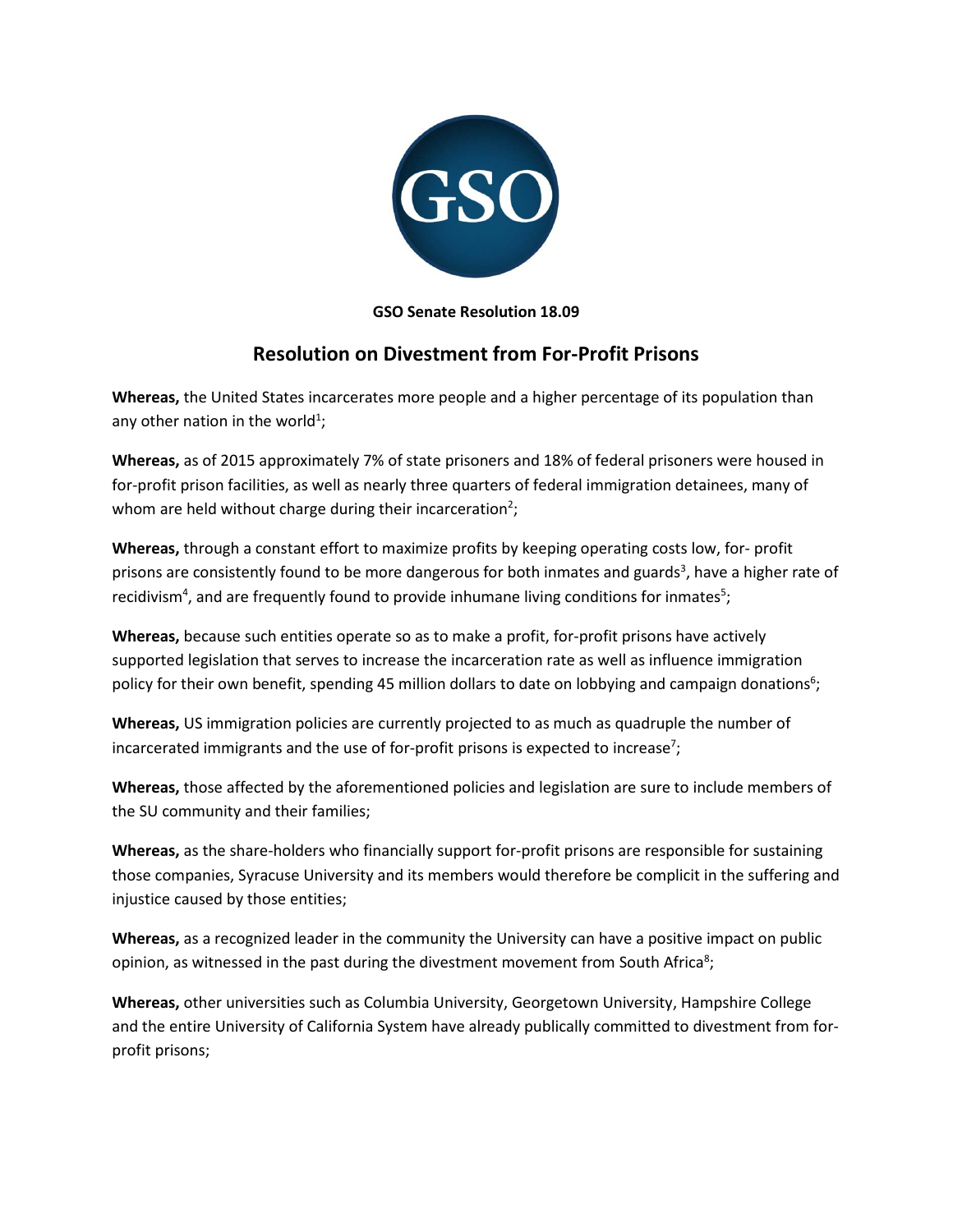**GSO Senate Resolution 18.09**

## Resolution on Divestment from For-Profit Prisons

**Whereas,** the United States incarcerates more people and a higher percentage of its population than any other nation in the world[1];

**Whereas,** as of 2015 approximately 7% of state prisoners and 18% of federal prisoners were housed in for-profit prison facilities, as well as nearly three quarters of federal immigration detainees, many of whom are held without charge during their incarceration[2];

**Whereas,** through a constant effort to maximize profits by keeping operating costs low, for- profit prisons are consistently found to be more dangerous for both inmates and guards[3], have a higher rate of recidivism[4], and are frequently found to provide inhumane living conditions for inmates[5];

**Whereas,** because such entities operate so as to make a profit, for-profit prisons have actively supported legislation that serves to increase the incarceration rate as well as influence immigration policy for their own benefit, spending 45 million dollars to date on lobbying and campaign donations[6];

**Whereas,** US immigration policies are currently projected to as much as quadruple the number of incarcerated immigrants and the use of for-profit prisons is expected to increase[7];

**Whereas,** those affected by the aforementioned policies and legislation are sure to include members of the SU community and their families;

**Whereas,** as the share-holders who financially support for-profit prisons are responsible for sustaining those companies, Syracuse University and its members would therefore be complicit in the suffering and injustice caused by those entities;

**Whereas,** as a recognized leader in the community the University can have a positive impact on public opinion, as witnessed in the past during the divestment movement from South Africa[8];

**Whereas,** other universities such as Columbia University, Georgetown University, Hampshire College and the entire University of California System have already publically committed to divestment from for-profit prisons;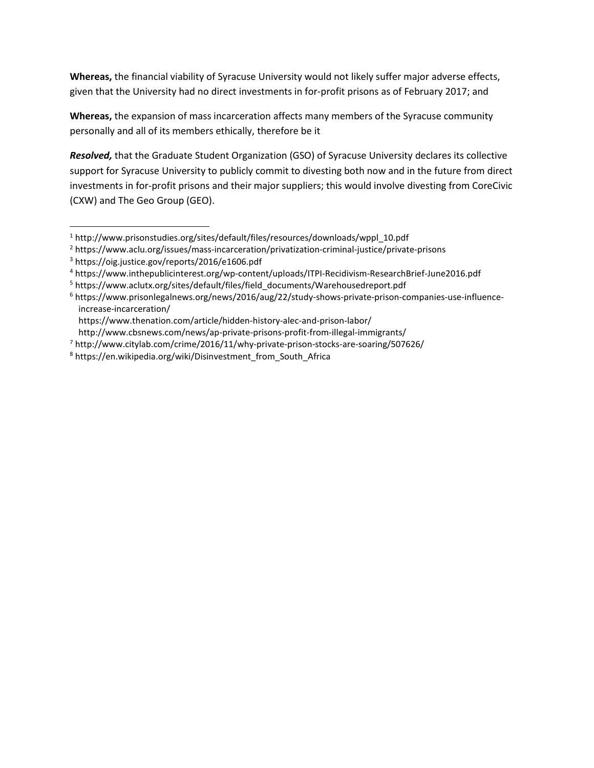**Whereas,** the financial viability of Syracuse University would not likely suffer major adverse effects, given that the University had no direct investments in for-profit prisons as of February 2017; and

**Whereas,** the expansion of mass incarceration affects many members of the Syracuse community personally and all of its members ethically, therefore be it

***Resolved,*** that the Graduate Student Organization (GSO) of Syracuse University declares its collective support for Syracuse University to publicly commit to divesting both now and in the future from direct investments in for-profit prisons and their major suppliers; this would involve divesting from CoreCivic (CXW) and The Geo Group (GEO).

---

[1] http://www.prisonstudies.org/sites/default/files/resources/downloads/wppl_10.pdf

[2] https://www.aclu.org/issues/mass-incarceration/privatization-criminal-justice/private-prisons

[3] https://oig.justice.gov/reports/2016/e1606.pdf

[4] https://www.inthepublicinterest.org/wp-content/uploads/ITPI-Recidivism-ResearchBrief-June2016.pdf

[5] https://www.aclutx.org/sites/default/files/field_documents/Warehousedreport.pdf

[6] https://www.prisonlegalnews.org/news/2016/aug/22/study-shows-private-prison-companies-use-influence-increase-incarceration/
https://www.thenation.com/article/hidden-history-alec-and-prison-labor/
http://www.cbsnews.com/news/ap-private-prisons-profit-from-illegal-immigrants/

[7] http://www.citylab.com/crime/2016/11/why-private-prison-stocks-are-soaring/507626/

[8] https://en.wikipedia.org/wiki/Disinvestment_from_South_Africa